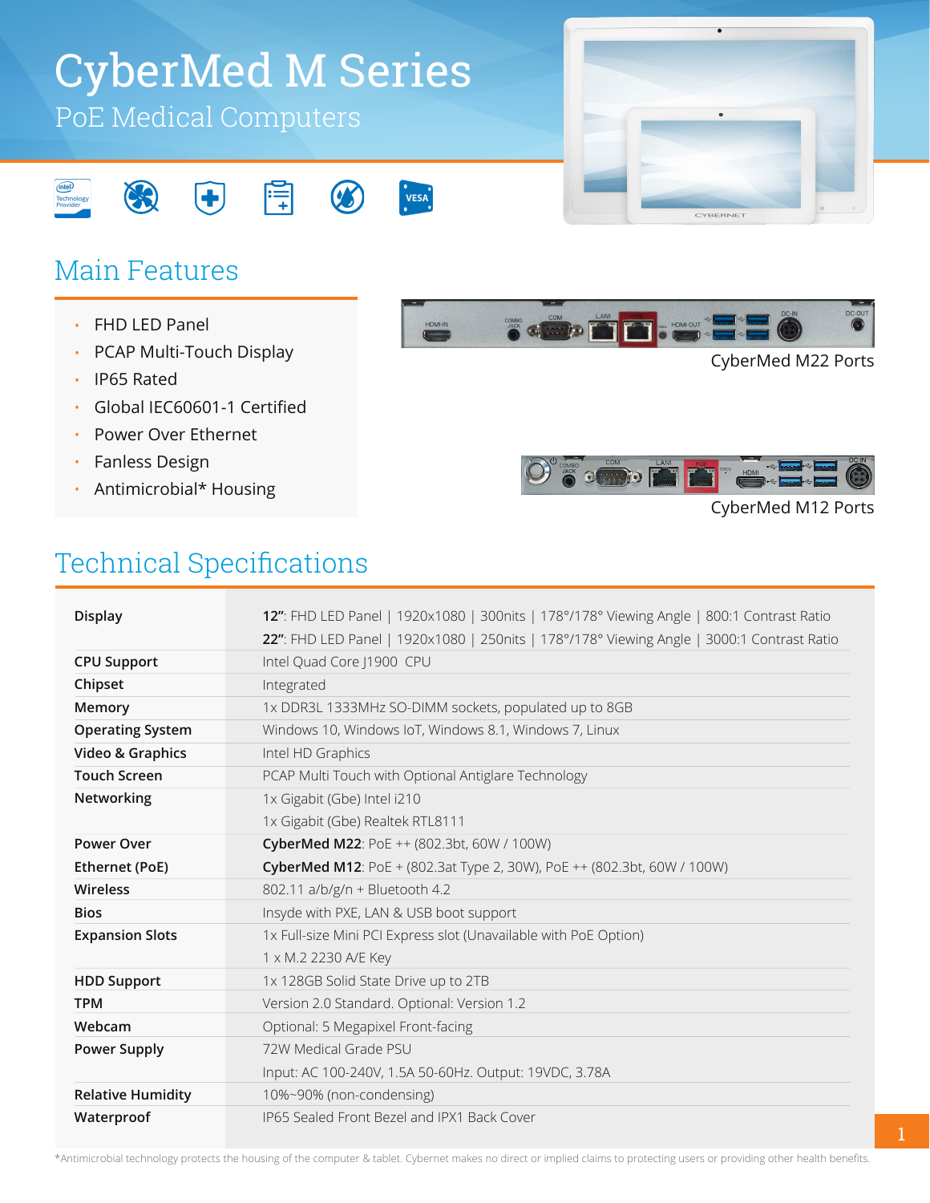# CyberMed M Series

## PoE Medical Computers

## Main Features

- FHD LED Panel
- PCAP Multi-Touch Display
- IP65 Rated
- Global IEC60601-1 Certified
- Power Over Ethernet
- Fanless Design
- Antimicrobial* Housing

CyberMed M22 Ports

CyberMed M12 Ports

## Technical Specifications

| | |
|---|---|
| **Display** | **12"**: FHD LED Panel \| 1920x1080 \| 300nits \| 178°/178° Viewing Angle \| 800:1 Contrast Ratio<br>**22"**: FHD LED Panel \| 1920x1080 \| 250nits \| 178°/178° Viewing Angle \| 3000:1 Contrast Ratio |
| **CPU Support** | Intel Quad Core J1900 CPU |
| **Chipset** | Integrated |
| **Memory** | 1x DDR3L 1333MHz SO-DIMM sockets, populated up to 8GB |
| **Operating System** | Windows 10, Windows IoT, Windows 8.1, Windows 7, Linux |
| **Video & Graphics** | Intel HD Graphics |
| **Touch Screen** | PCAP Multi Touch with Optional Antiglare Technology |
| **Networking** | 1x Gigabit (Gbe) Intel i210<br>1x Gigabit (Gbe) Realtek RTL8111 |
| **Power Over Ethernet (PoE)** | **CyberMed M22**: PoE ++ (802.3bt, 60W / 100W)<br>**CyberMed M12**: PoE + (802.3at Type 2, 30W), PoE ++ (802.3bt, 60W / 100W) |
| **Wireless** | 802.11 a/b/g/n + Bluetooth 4.2 |
| **Bios** | Insyde with PXE, LAN & USB boot support |
| **Expansion Slots** | 1x Full-size Mini PCI Express slot (Unavailable with PoE Option)<br>1 x M.2 2230 A/E Key |
| **HDD Support** | 1x 128GB Solid State Drive up to 2TB |
| **TPM** | Version 2.0 Standard. Optional: Version 1.2 |
| **Webcam** | Optional: 5 Megapixel Front-facing |
| **Power Supply** | 72W Medical Grade PSU<br>Input: AC 100-240V, 1.5A 50-60Hz. Output: 19VDC, 3.78A |
| **Relative Humidity** | 10%~90% (non-condensing) |
| **Waterproof** | IP65 Sealed Front Bezel and IPX1 Back Cover |

*Antimicrobial technology protects the housing of the computer & tablet. Cybernet makes no direct or implied claims to protecting users or providing other health benefits.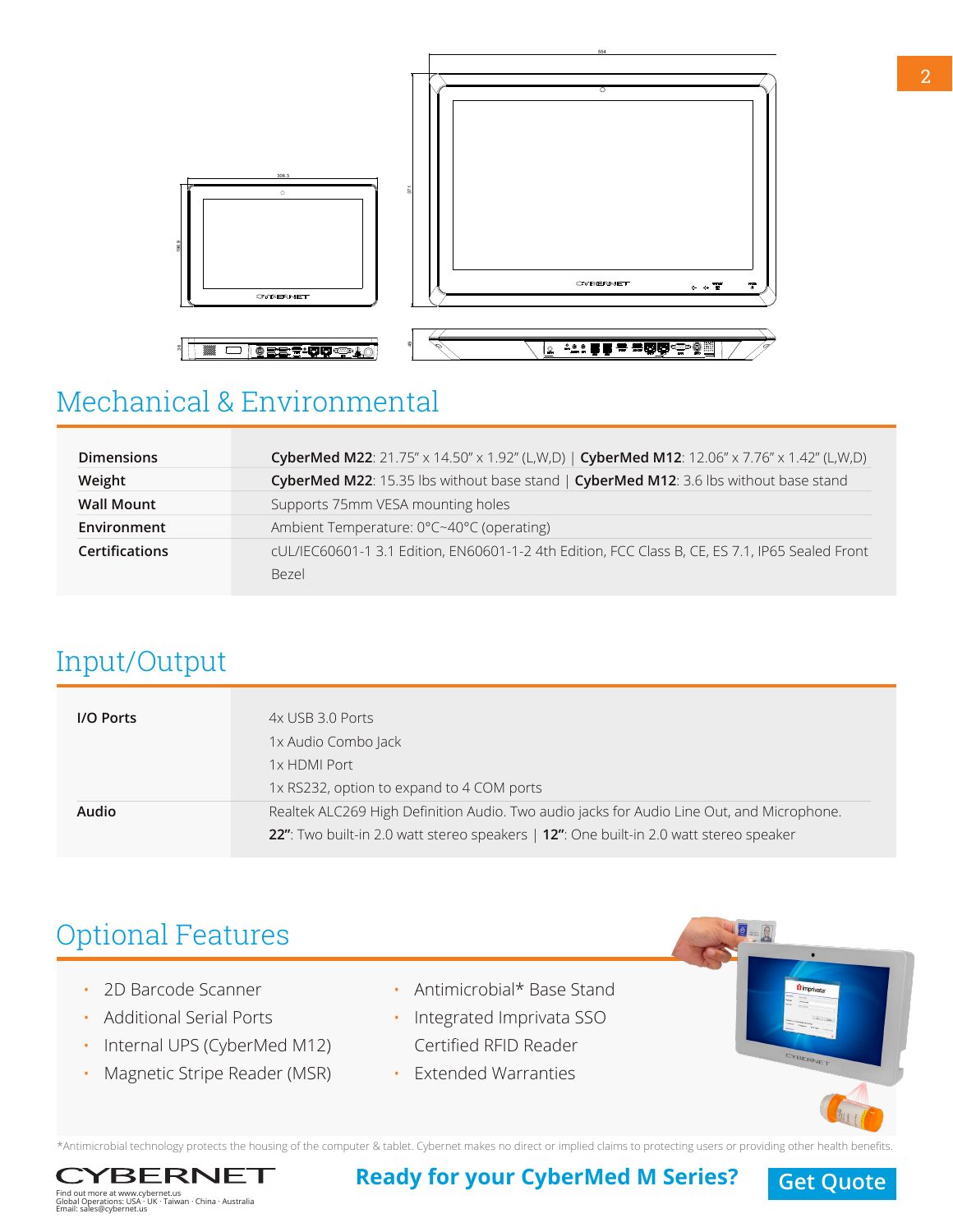## Mechanical & Environmental

| | |
|---|---|
| **Dimensions** | **CyberMed M22**: 21.75" x 14.50" x 1.92" (L,W,D) \| **CyberMed M12**: 12.06" x 7.76" x 1.42" (L,W,D) |
| **Weight** | **CyberMed M22**: 15.35 lbs without base stand \| **CyberMed M12**: 3.6 lbs without base stand |
| **Wall Mount** | Supports 75mm VESA mounting holes |
| **Environment** | Ambient Temperature: 0°C~40°C (operating) |
| **Certifications** | cUL/IEC60601-1 3.1 Edition, EN60601-1-2 4th Edition, FCC Class B, CE, ES 7.1, IP65 Sealed Front Bezel |

## Input/Output

| | |
|---|---|
| **I/O Ports** | 4x USB 3.0 Ports<br>1x Audio Combo Jack<br>1x HDMI Port<br>1x RS232, option to expand to 4 COM ports |
| **Audio** | Realtek ALC269 High Definition Audio. Two audio jacks for Audio Line Out, and Microphone.<br>**22"**: Two built-in 2.0 watt stereo speakers \| **12"**: One built-in 2.0 watt stereo speaker |

## Optional Features

- 2D Barcode Scanner
- Additional Serial Ports
- Internal UPS (CyberMed M12)
- Magnetic Stripe Reader (MSR)
- Antimicrobial* Base Stand
- Integrated Imprivata SSO Certified RFID Reader
- Extended Warranties

*Antimicrobial technology protects the housing of the computer & tablet. Cybernet makes no direct or implied claims to protecting users or providing other health benefits.

CYBERNET

Find out more at www.cybernet.us
Global Operations: USA · UK · Taiwan · China · Australia
Email: sales@cybernet.us

**Ready for your CyberMed M Series?** Get Quote